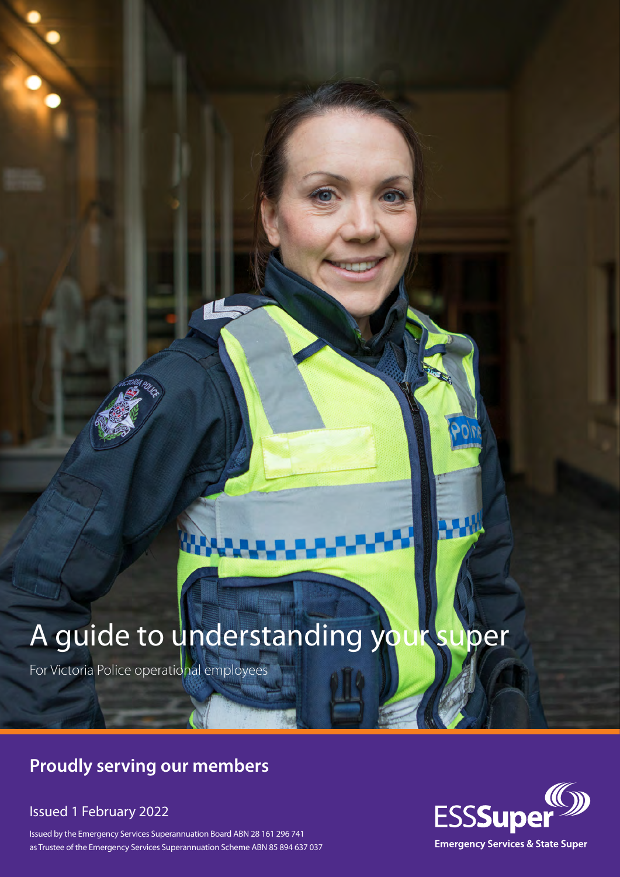# A guide to understanding your super

For Victoria Police operational employees

## Proudly serving our members

Issued 1 February 2022

Issued by the Emergency Services Superannuation Board ABN 28 161 296 741 as Trustee of the Emergency Services Superannuation Scheme ABN 85 894 637 037

ESSSuper

Emergency Services & State Super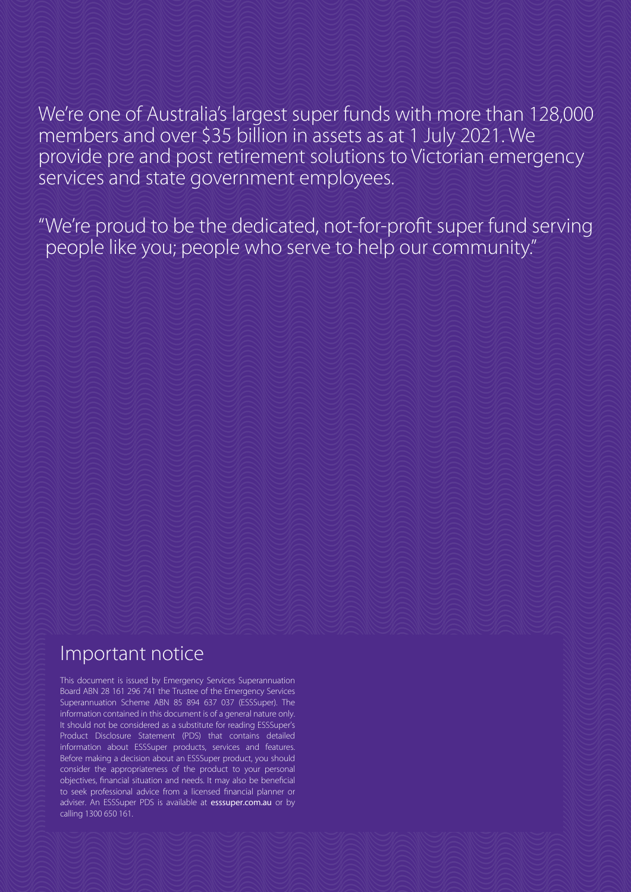We're one of Australia's largest super funds with more than 128,000 members and over $35 billion in assets as at 1 July 2021. We provide pre and post retirement solutions to Victorian emergency services and state government employees.

"We're proud to be the dedicated, not-for-profit super fund serving people like you; people who serve to help our community."

## Important notice

This document is issued by Emergency Services Superannuation Board ABN 28 161 296 741 the Trustee of the Emergency Services Superannuation Scheme ABN 85 894 637 037 (ESSSuper). The information contained in this document is of a general nature only. It should not be considered as a substitute for reading ESSSuper's Product Disclosure Statement (PDS) that contains detailed information about ESSSuper products, services and features. Before making a decision about an ESSSuper product, you should consider the appropriateness of the product to your personal objectives, financial situation and needs. It may also be beneficial to seek professional advice from a licensed financial planner or adviser. An ESSSuper PDS is available at **esssuper.com.au** or by calling 1300 650 161.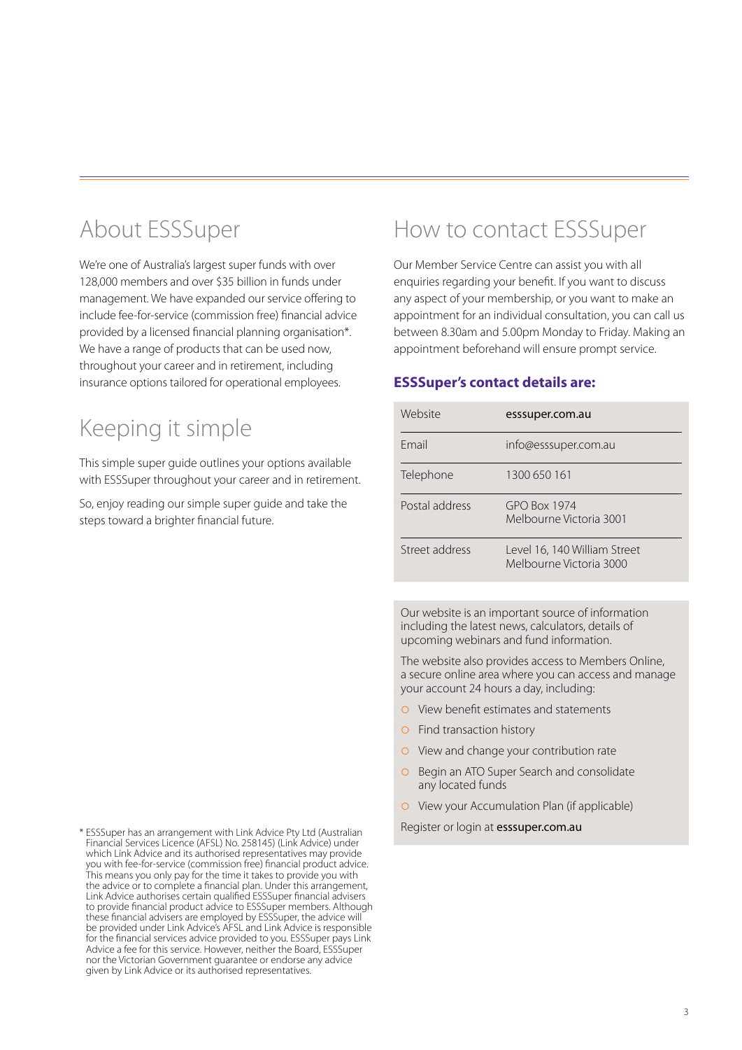## About ESSSuper

We're one of Australia's largest super funds with over 128,000 members and over $35 billion in funds under management. We have expanded our service offering to include fee-for-service (commission free) financial advice provided by a licensed financial planning organisation*. We have a range of products that can be used now, throughout your career and in retirement, including insurance options tailored for operational employees.

## Keeping it simple

This simple super guide outlines your options available with ESSSuper throughout your career and in retirement.

So, enjoy reading our simple super guide and take the steps toward a brighter financial future.

* ESSSuper has an arrangement with Link Advice Pty Ltd (Australian Financial Services Licence (AFSL) No. 258145) (Link Advice) under which Link Advice and its authorised representatives may provide you with fee-for-service (commission free) financial product advice. This means you only pay for the time it takes to provide you with the advice or to complete a financial plan. Under this arrangement, Link Advice authorises certain qualified ESSSuper financial advisers to provide financial product advice to ESSSuper members. Although these financial advisers are employed by ESSSuper, the advice will be provided under Link Advice's AFSL and Link Advice is responsible for the financial services advice provided to you. ESSSuper pays Link Advice a fee for this service. However, neither the Board, ESSSuper nor the Victorian Government guarantee or endorse any advice given by Link Advice or its authorised representatives.

## How to contact ESSSuper

Our Member Service Centre can assist you with all enquiries regarding your benefit. If you want to discuss any aspect of your membership, or you want to make an appointment for an individual consultation, you can call us between 8.30am and 5.00pm Monday to Friday. Making an appointment beforehand will ensure prompt service.

### ESSSuper's contact details are:

| | |
|---|---|
| Website | **esssuper.com.au** |
| Email | info@esssuper.com.au |
| Telephone | 1300 650 161 |
| Postal address | GPO Box 1974<br>Melbourne Victoria 3001 |
| Street address | Level 16, 140 William Street<br>Melbourne Victoria 3000 |

Our website is an important source of information including the latest news, calculators, details of upcoming webinars and fund information.

The website also provides access to Members Online, a secure online area where you can access and manage your account 24 hours a day, including:

- View benefit estimates and statements
- Find transaction history
- View and change your contribution rate
- Begin an ATO Super Search and consolidate any located funds
- View your Accumulation Plan (if applicable)

Register or login at **esssuper.com.au**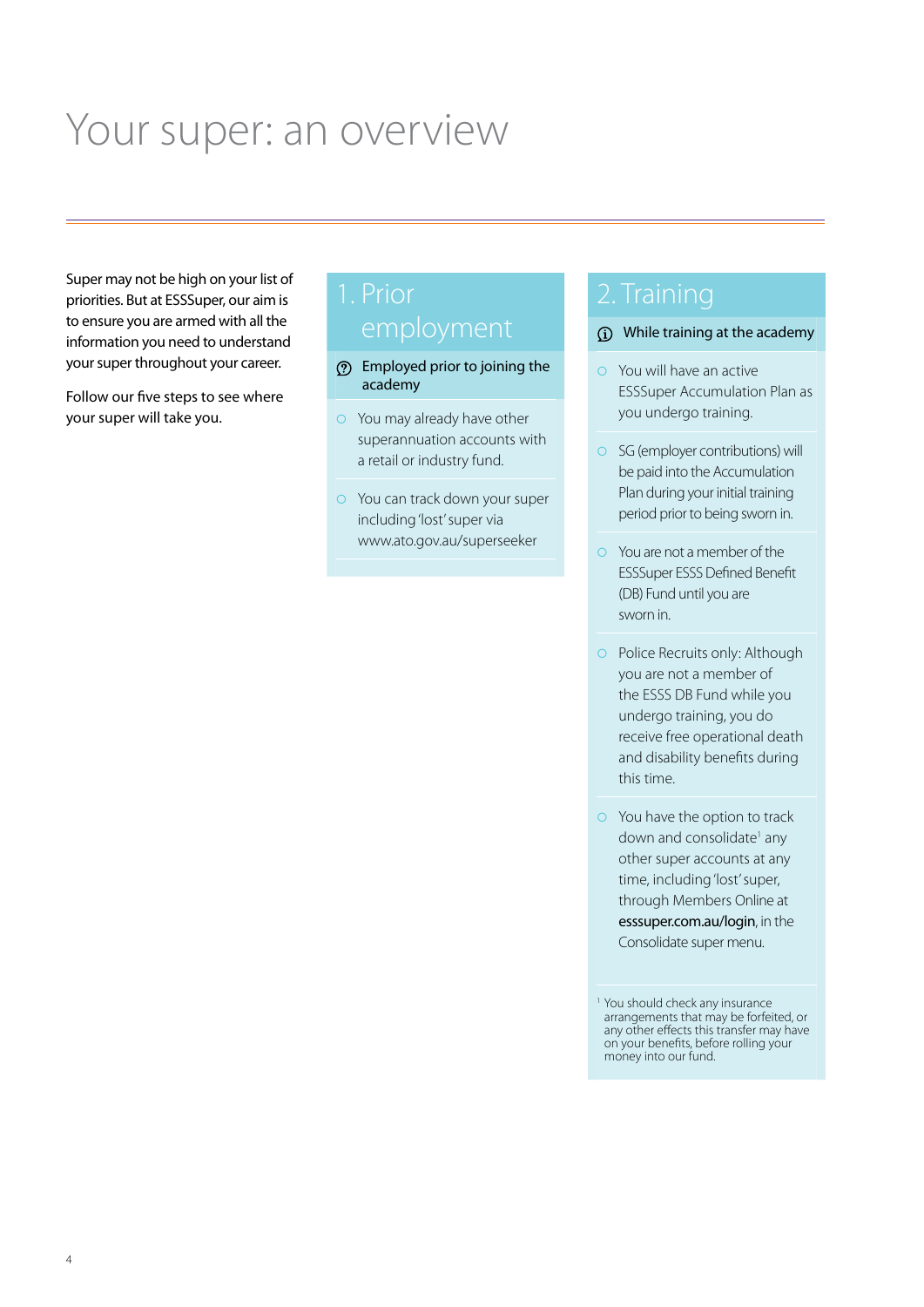# Your super: an overview

Super may not be high on your list of priorities. But at ESSSuper, our aim is to ensure you are armed with all the information you need to understand your super throughout your career.

Follow our five steps to see where your super will take you.

## 1. Prior employment

**Employed prior to joining the academy**

- You may already have other superannuation accounts with a retail or industry fund.
- You can track down your super including 'lost' super via www.ato.gov.au/superseeker

## 2. Training

**While training at the academy**

- You will have an active ESSSuper Accumulation Plan as you undergo training.
- SG (employer contributions) will be paid into the Accumulation Plan during your initial training period prior to being sworn in.
- You are not a member of the ESSSuper ESSS Defined Benefit (DB) Fund until you are sworn in.
- Police Recruits only: Although you are not a member of the ESSS DB Fund while you undergo training, you do receive free operational death and disability benefits during this time.
- You have the option to track down and consolidate[1] any other super accounts at any time, including 'lost' super, through Members Online at **essuper.com.au/login**, in the Consolidate super menu.

[1] You should check any insurance arrangements that may be forfeited, or any other effects this transfer may have on your benefits, before rolling your money into our fund.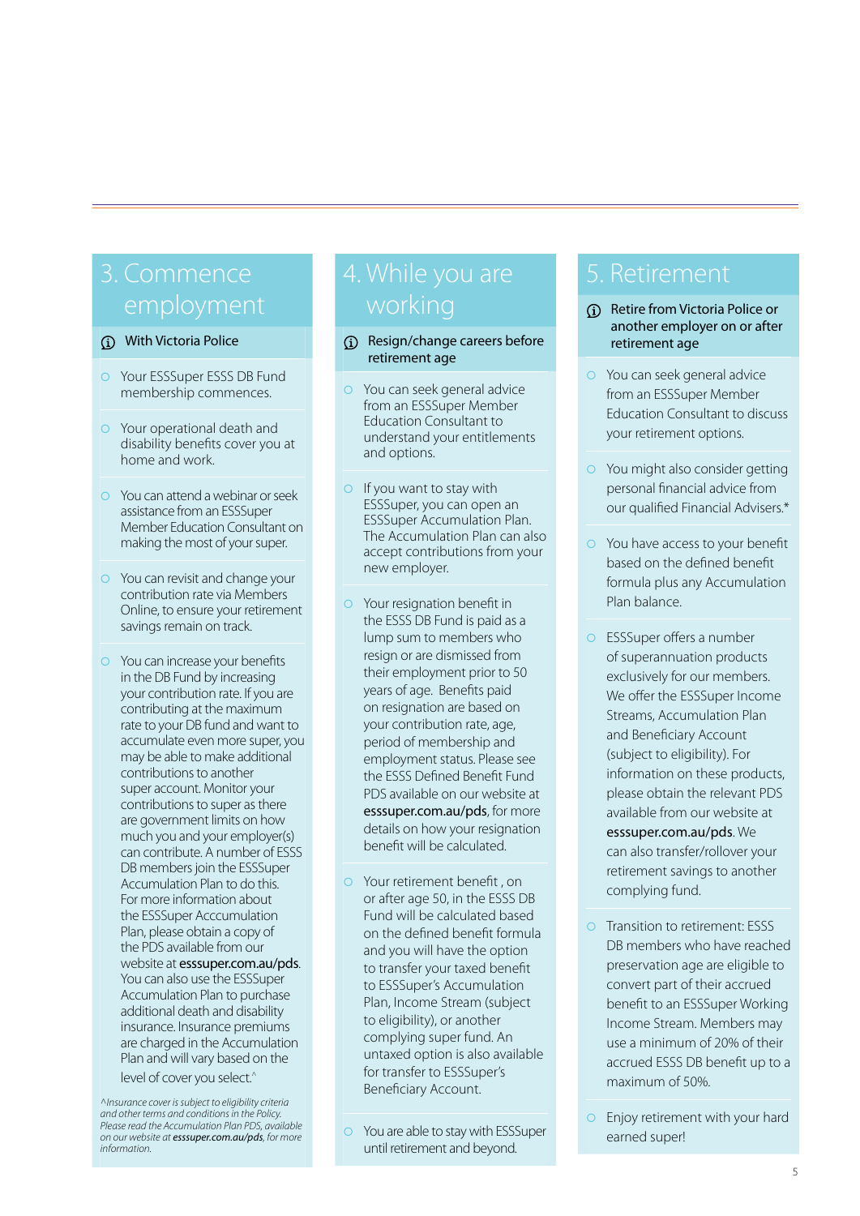## 3. Commence employment

### With Victoria Police

- Your ESSSuper ESSS DB Fund membership commences.
- Your operational death and disability benefits cover you at home and work.
- You can attend a webinar or seek assistance from an ESSSuper Member Education Consultant on making the most of your super.
- You can revisit and change your contribution rate via Members Online, to ensure your retirement savings remain on track.
- You can increase your benefits in the DB Fund by increasing your contribution rate. If you are contributing at the maximum rate to your DB fund and want to accumulate even more super, you may be able to make additional contributions to another super account. Monitor your contributions to super as there are government limits on how much you and your employer(s) can contribute. A number of ESSS DB members join the ESSSuper Accumulation Plan to do this. For more information about the ESSSuper Acccumulation Plan, please obtain a copy of the PDS available from our website at **esssuper.com.au/pds**. You can also use the ESSSuper Accumulation Plan to purchase additional death and disability insurance. Insurance premiums are charged in the Accumulation Plan and will vary based on the level of cover you select.^

*^Insurance cover is subject to eligibility criteria and other terms and conditions in the Policy. Please read the Accumulation Plan PDS, available on our website at* ***esssuper.com.au/pds****, for more information.*

## 4. While you are working

### Resign/change careers before retirement age

- You can seek general advice from an ESSSuper Member Education Consultant to understand your entitlements and options.
- If you want to stay with ESSSuper, you can open an ESSSuper Accumulation Plan. The Accumulation Plan can also accept contributions from your new employer.
- Your resignation benefit in the ESSS DB Fund is paid as a lump sum to members who resign or are dismissed from their employment prior to 50 years of age. Benefits paid on resignation are based on your contribution rate, age, period of membership and employment status. Please see the ESSS Defined Benefit Fund PDS available on our website at **esssuper.com.au/pds**, for more details on how your resignation benefit will be calculated.
- Your retirement benefit , on or after age 50, in the ESSS DB Fund will be calculated based on the defined benefit formula and you will have the option to transfer your taxed benefit to ESSSuper's Accumulation Plan, Income Stream (subject to eligibility), or another complying super fund. An untaxed option is also available for transfer to ESSSuper's Beneficiary Account.
- You are able to stay with ESSSuper until retirement and beyond.

## 5. Retirement

### Retire from Victoria Police or another employer on or after retirement age

- You can seek general advice from an ESSSuper Member Education Consultant to discuss your retirement options.
- You might also consider getting personal financial advice from our qualified Financial Advisers.*
- You have access to your benefit based on the defined benefit formula plus any Accumulation Plan balance.
- ESSSuper offers a number of superannuation products exclusively for our members. We offer the ESSSuper Income Streams, Accumulation Plan and Beneficiary Account (subject to eligibility). For information on these products, please obtain the relevant PDS available from our website at **esssuper.com.au/pds**. We can also transfer/rollover your retirement savings to another complying fund.
- Transition to retirement: ESSS DB members who have reached preservation age are eligible to convert part of their accrued benefit to an ESSSuper Working Income Stream. Members may use a minimum of 20% of their accrued ESSS DB benefit up to a maximum of 50%.
- Enjoy retirement with your hard earned super!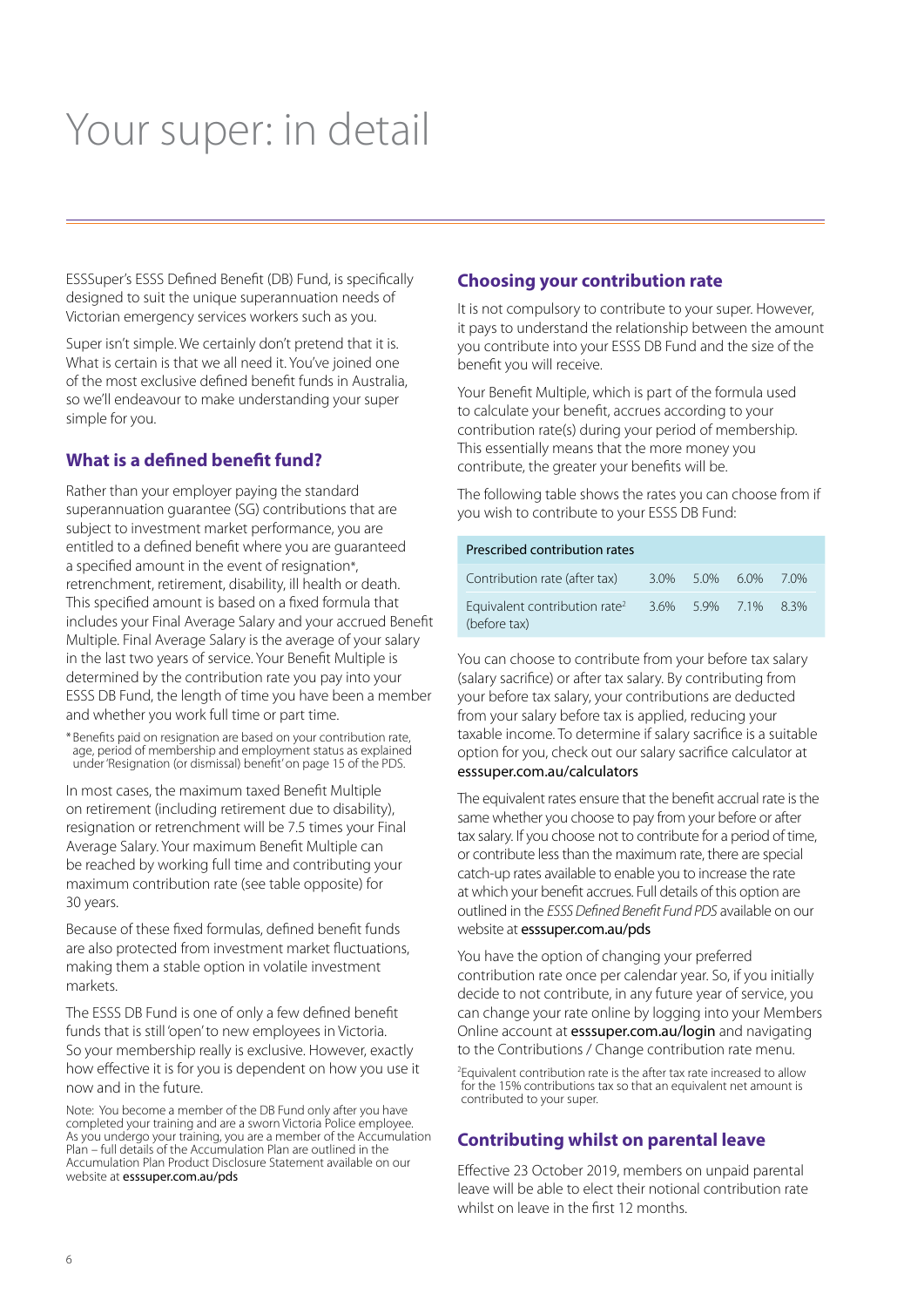# Your super: in detail

ESSSuper's ESSS Defined Benefit (DB) Fund, is specifically designed to suit the unique superannuation needs of Victorian emergency services workers such as you.

Super isn't simple. We certainly don't pretend that it is. What is certain is that we all need it. You've joined one of the most exclusive defined benefit funds in Australia, so we'll endeavour to make understanding your super simple for you.

## What is a defined benefit fund?

Rather than your employer paying the standard superannuation guarantee (SG) contributions that are subject to investment market performance, you are entitled to a defined benefit where you are guaranteed a specified amount in the event of resignation*, retrenchment, retirement, disability, ill health or death. This specified amount is based on a fixed formula that includes your Final Average Salary and your accrued Benefit Multiple. Final Average Salary is the average of your salary in the last two years of service. Your Benefit Multiple is determined by the contribution rate you pay into your ESSS DB Fund, the length of time you have been a member and whether you work full time or part time.

* Benefits paid on resignation are based on your contribution rate, age, period of membership and employment status as explained under 'Resignation (or dismissal) benefit' on page 15 of the PDS.

In most cases, the maximum taxed Benefit Multiple on retirement (including retirement due to disability), resignation or retrenchment will be 7.5 times your Final Average Salary. Your maximum Benefit Multiple can be reached by working full time and contributing your maximum contribution rate (see table opposite) for 30 years.

Because of these fixed formulas, defined benefit funds are also protected from investment market fluctuations, making them a stable option in volatile investment markets.

The ESSS DB Fund is one of only a few defined benefit funds that is still 'open' to new employees in Victoria. So your membership really is exclusive. However, exactly how effective it is for you is dependent on how you use it now and in the future.

Note: You become a member of the DB Fund only after you have completed your training and are a sworn Victoria Police employee. As you undergo your training, you are a member of the Accumulation Plan – full details of the Accumulation Plan are outlined in the Accumulation Plan Product Disclosure Statement available on our website at esssuper.com.au/pds

## Choosing your contribution rate

It is not compulsory to contribute to your super. However, it pays to understand the relationship between the amount you contribute into your ESSS DB Fund and the size of the benefit you will receive.

Your Benefit Multiple, which is part of the formula used to calculate your benefit, accrues according to your contribution rate(s) during your period of membership. This essentially means that the more money you contribute, the greater your benefits will be.

The following table shows the rates you can choose from if you wish to contribute to your ESSS DB Fund:

| Prescribed contribution rates | | | | |
|---|---|---|---|---|
| Contribution rate (after tax) | 3.0% | 5.0% | 6.0% | 7.0% |
| Equivalent contribution rate[2] (before tax) | 3.6% | 5.9% | 7.1% | 8.3% |

You can choose to contribute from your before tax salary (salary sacrifice) or after tax salary. By contributing from your before tax salary, your contributions are deducted from your salary before tax is applied, reducing your taxable income. To determine if salary sacrifice is a suitable option for you, check out our salary sacrifice calculator at esssuper.com.au/calculators

The equivalent rates ensure that the benefit accrual rate is the same whether you choose to pay from your before or after tax salary. If you choose not to contribute for a period of time, or contribute less than the maximum rate, there are special catch-up rates available to enable you to increase the rate at which your benefit accrues. Full details of this option are outlined in the *ESSS Defined Benefit Fund PDS* available on our website at esssuper.com.au/pds

You have the option of changing your preferred contribution rate once per calendar year. So, if you initially decide to not contribute, in any future year of service, you can change your rate online by logging into your Members Online account at esssuper.com.au/login and navigating to the Contributions / Change contribution rate menu.

[2] Equivalent contribution rate is the after tax rate increased to allow for the 15% contributions tax so that an equivalent net amount is contributed to your super.

## Contributing whilst on parental leave

Effective 23 October 2019, members on unpaid parental leave will be able to elect their notional contribution rate whilst on leave in the first 12 months.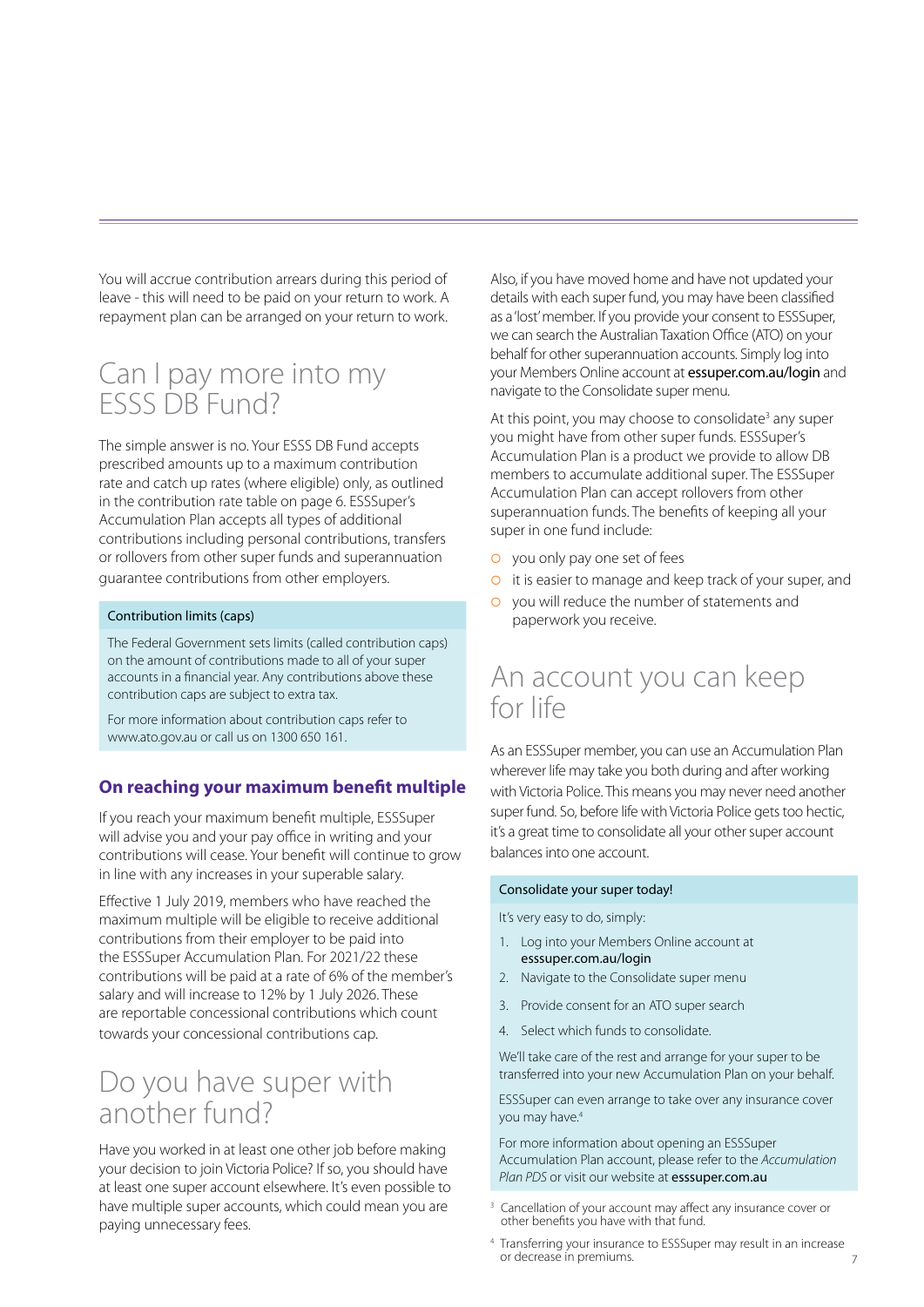You will accrue contribution arrears during this period of leave - this will need to be paid on your return to work. A repayment plan can be arranged on your return to work.

## Can I pay more into my ESSS DB Fund?

The simple answer is no. Your ESSS DB Fund accepts prescribed amounts up to a maximum contribution rate and catch up rates (where eligible) only, as outlined in the contribution rate table on page 6. ESSSuper's Accumulation Plan accepts all types of additional contributions including personal contributions, transfers or rollovers from other super funds and superannuation guarantee contributions from other employers.

> **Contribution limits (caps)**
>
> The Federal Government sets limits (called contribution caps) on the amount of contributions made to all of your super accounts in a financial year. Any contributions above these contribution caps are subject to extra tax.
>
> For more information about contribution caps refer to www.ato.gov.au or call us on 1300 650 161.

### On reaching your maximum benefit multiple

If you reach your maximum benefit multiple, ESSSuper will advise you and your pay office in writing and your contributions will cease. Your benefit will continue to grow in line with any increases in your superable salary.

Effective 1 July 2019, members who have reached the maximum multiple will be eligible to receive additional contributions from their employer to be paid into the ESSSuper Accumulation Plan. For 2021/22 these contributions will be paid at a rate of 6% of the member's salary and will increase to 12% by 1 July 2026. These are reportable concessional contributions which count towards your concessional contributions cap.

## Do you have super with another fund?

Have you worked in at least one other job before making your decision to join Victoria Police? If so, you should have at least one super account elsewhere. It's even possible to have multiple super accounts, which could mean you are paying unnecessary fees.

Also, if you have moved home and have not updated your details with each super fund, you may have been classified as a 'lost' member. If you provide your consent to ESSSuper, we can search the Australian Taxation Office (ATO) on your behalf for other superannuation accounts. Simply log into your Members Online account at **essuper.com.au/login** and navigate to the Consolidate super menu.

At this point, you may choose to consolidate[3] any super you might have from other super funds. ESSSuper's Accumulation Plan is a product we provide to allow DB members to accumulate additional super. The ESSSuper Accumulation Plan can accept rollovers from other superannuation funds. The benefits of keeping all your super in one fund include:

- you only pay one set of fees
- it is easier to manage and keep track of your super, and
- you will reduce the number of statements and paperwork you receive.

## An account you can keep for life

As an ESSSuper member, you can use an Accumulation Plan wherever life may take you both during and after working with Victoria Police. This means you may never need another super fund. So, before life with Victoria Police gets too hectic, it's a great time to consolidate all your other super account balances into one account.

> **Consolidate your super today!**
>
> It's very easy to do, simply:
>
> 1. Log into your Members Online account at **esssuper.com.au/login**
> 2. Navigate to the Consolidate super menu
> 3. Provide consent for an ATO super search
> 4. Select which funds to consolidate.
>
> We'll take care of the rest and arrange for your super to be transferred into your new Accumulation Plan on your behalf.
>
> ESSSuper can even arrange to take over any insurance cover you may have.[4]
>
> For more information about opening an ESSSuper Accumulation Plan account, please refer to the *Accumulation Plan PDS* or visit our website at **esssuper.com.au**

[3] Cancellation of your account may affect any insurance cover or other benefits you have with that fund.

[4] Transferring your insurance to ESSSuper may result in an increase or decrease in premiums.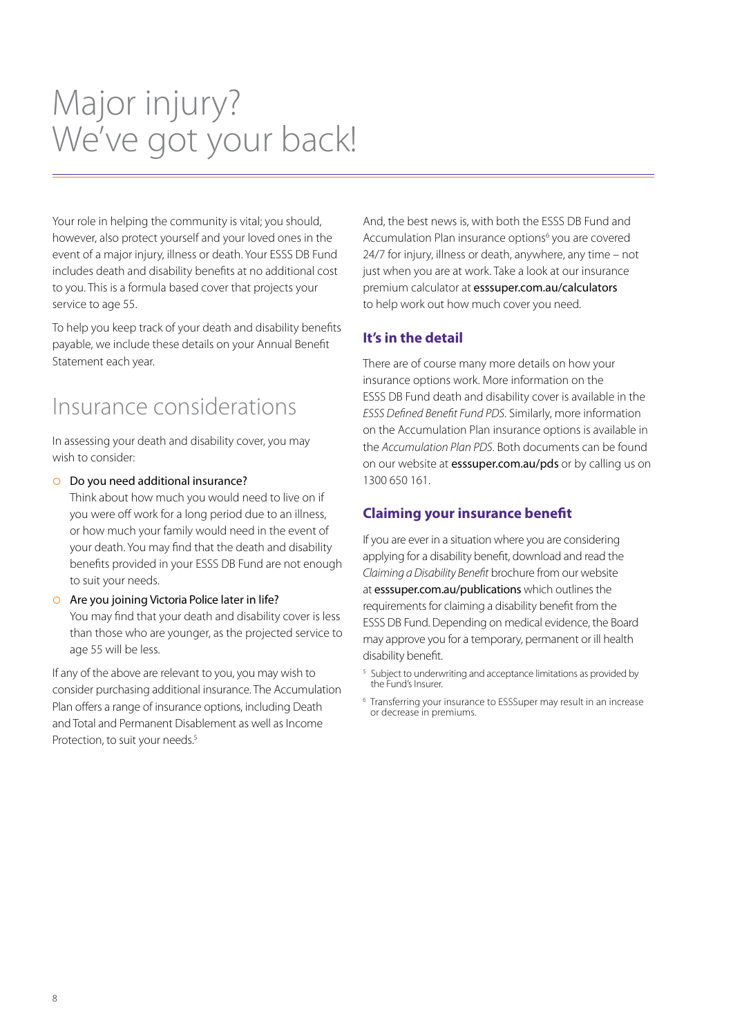# Major injury? We've got your back!

Your role in helping the community is vital; you should, however, also protect yourself and your loved ones in the event of a major injury, illness or death. Your ESSS DB Fund includes death and disability benefits at no additional cost to you. This is a formula based cover that projects your service to age 55.

To help you keep track of your death and disability benefits payable, we include these details on your Annual Benefit Statement each year.

## Insurance considerations

In assessing your death and disability cover, you may wish to consider:

- Do you need additional insurance?
  Think about how much you would need to live on if you were off work for a long period due to an illness, or how much your family would need in the event of your death. You may find that the death and disability benefits provided in your ESSS DB Fund are not enough to suit your needs.
- Are you joining Victoria Police later in life?
  You may find that your death and disability cover is less than those who are younger, as the projected service to age 55 will be less.

If any of the above are relevant to you, you may wish to consider purchasing additional insurance. The Accumulation Plan offers a range of insurance options, including Death and Total and Permanent Disablement as well as Income Protection, to suit your needs.[5]

And, the best news is, with both the ESSS DB Fund and Accumulation Plan insurance options[6] you are covered 24/7 for injury, illness or death, anywhere, any time – not just when you are at work. Take a look at our insurance premium calculator at esssuper.com.au/calculators to help work out how much cover you need.

### It's in the detail

There are of course many more details on how your insurance options work. More information on the ESSS DB Fund death and disability cover is available in the *ESSS Defined Benefit Fund PDS*. Similarly, more information on the Accumulation Plan insurance options is available in the *Accumulation Plan PDS*. Both documents can be found on our website at esssuper.com.au/pds or by calling us on 1300 650 161.

### Claiming your insurance benefit

If you are ever in a situation where you are considering applying for a disability benefit, download and read the *Claiming a Disability Benefit* brochure from our website at esssuper.com.au/publications which outlines the requirements for claiming a disability benefit from the ESSS DB Fund. Depending on medical evidence, the Board may approve you for a temporary, permanent or ill health disability benefit.

[5] Subject to underwriting and acceptance limitations as provided by the Fund's Insurer.

[6] Transferring your insurance to ESSSuper may result in an increase or decrease in premiums.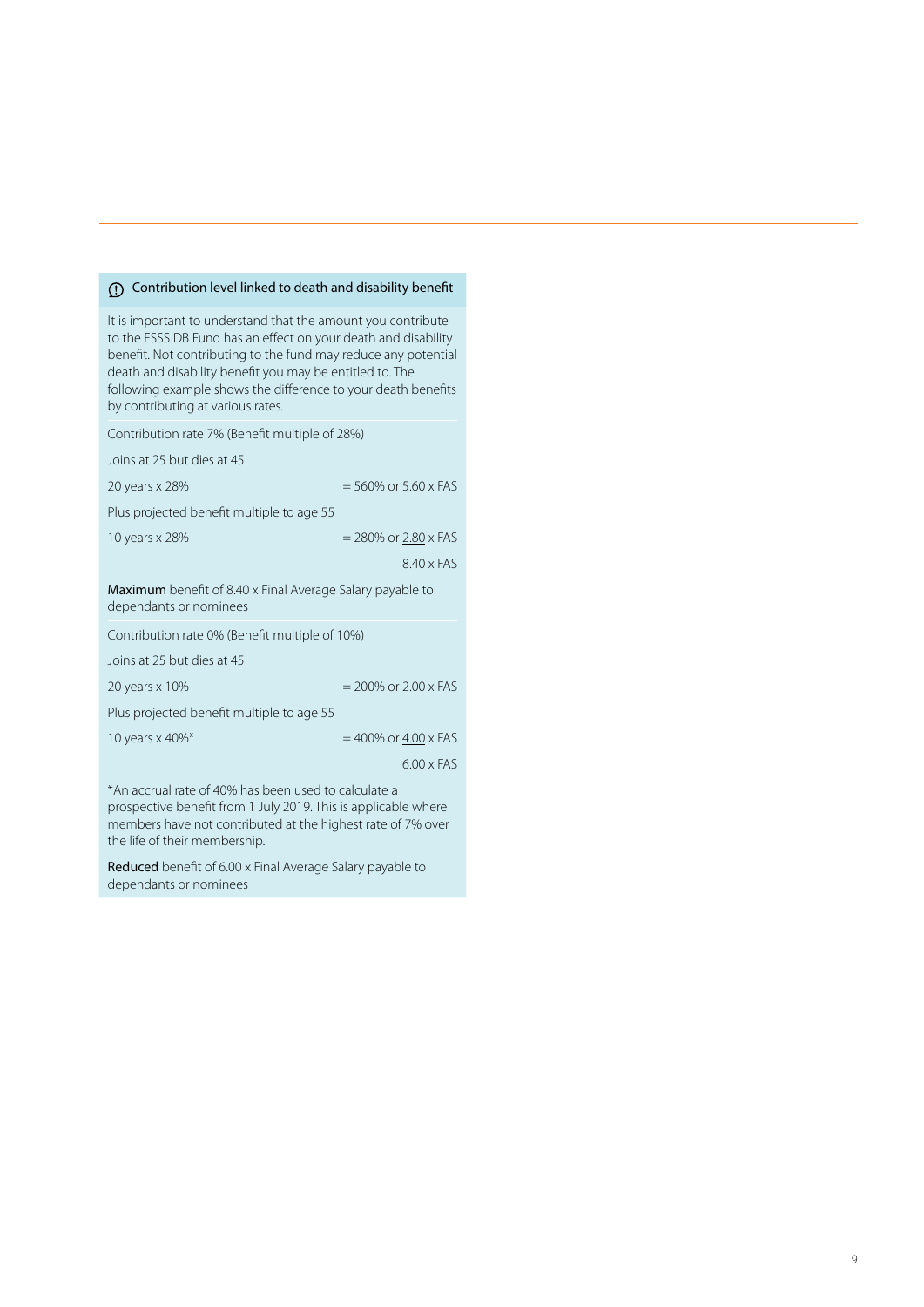### Contribution level linked to death and disability benefit

It is important to understand that the amount you contribute to the ESSS DB Fund has an effect on your death and disability benefit. Not contributing to the fund may reduce any potential death and disability benefit you may be entitled to. The following example shows the difference to your death benefits by contributing at various rates.

Contribution rate 7% (Benefit multiple of 28%)

Joins at 25 but dies at 45

| | |
|---|---|
| 20 years x 28% | = 560% or 5.60 x FAS |
| Plus projected benefit multiple to age 55 | |
| 10 years x 28% | = 280% or 2.80 x FAS |
| | 8.40 x FAS |

**Maximum** benefit of 8.40 x Final Average Salary payable to dependants or nominees

Contribution rate 0% (Benefit multiple of 10%)

Joins at 25 but dies at 45

| | |
|---|---|
| 20 years x 10% | = 200% or 2.00 x FAS |
| Plus projected benefit multiple to age 55 | |
| 10 years x 40%* | = 400% or 4.00 x FAS |
| | 6.00 x FAS |

*An accrual rate of 40% has been used to calculate a prospective benefit from 1 July 2019. This is applicable where members have not contributed at the highest rate of 7% over the life of their membership.

**Reduced** benefit of 6.00 x Final Average Salary payable to dependants or nominees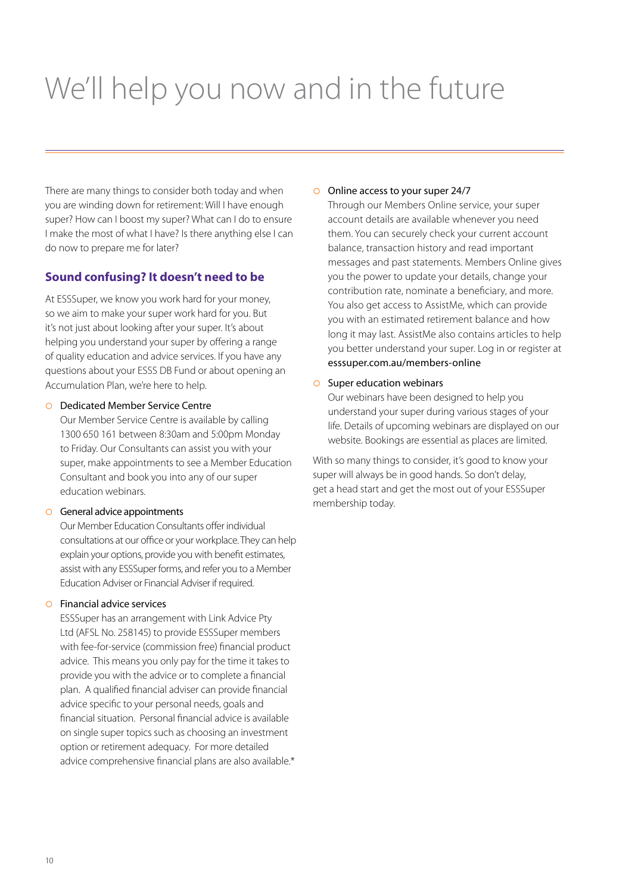# We'll help you now and in the future

There are many things to consider both today and when you are winding down for retirement: Will I have enough super? How can I boost my super? What can I do to ensure I make the most of what I have? Is there anything else I can do now to prepare me for later?

## Sound confusing? It doesn't need to be

At ESSSuper, we know you work hard for your money, so we aim to make your super work hard for you. But it's not just about looking after your super. It's about helping you understand your super by offering a range of quality education and advice services. If you have any questions about your ESSS DB Fund or about opening an Accumulation Plan, we're here to help.

- Dedicated Member Service Centre
  Our Member Service Centre is available by calling 1300 650 161 between 8:30am and 5:00pm Monday to Friday. Our Consultants can assist you with your super, make appointments to see a Member Education Consultant and book you into any of our super education webinars.

- General advice appointments
  Our Member Education Consultants offer individual consultations at our office or your workplace. They can help explain your options, provide you with benefit estimates, assist with any ESSSuper forms, and refer you to a Member Education Adviser or Financial Adviser if required.

- Financial advice services
  ESSSuper has an arrangement with Link Advice Pty Ltd (AFSL No. 258145) to provide ESSSuper members with fee-for-service (commission free) financial product advice. This means you only pay for the time it takes to provide you with the advice or to complete a financial plan. A qualified financial adviser can provide financial advice specific to your personal needs, goals and financial situation. Personal financial advice is available on single super topics such as choosing an investment option or retirement adequacy. For more detailed advice comprehensive financial plans are also available.*

- Online access to your super 24/7
  Through our Members Online service, your super account details are available whenever you need them. You can securely check your current account balance, transaction history and read important messages and past statements. Members Online gives you the power to update your details, change your contribution rate, nominate a beneficiary, and more. You also get access to AssistMe, which can provide you with an estimated retirement balance and how long it may last. AssistMe also contains articles to help you better understand your super. Log in or register at esssuper.com.au/members-online

- Super education webinars
  Our webinars have been designed to help you understand your super during various stages of your life. Details of upcoming webinars are displayed on our website. Bookings are essential as places are limited.

With so many things to consider, it's good to know your super will always be in good hands. So don't delay, get a head start and get the most out of your ESSSuper membership today.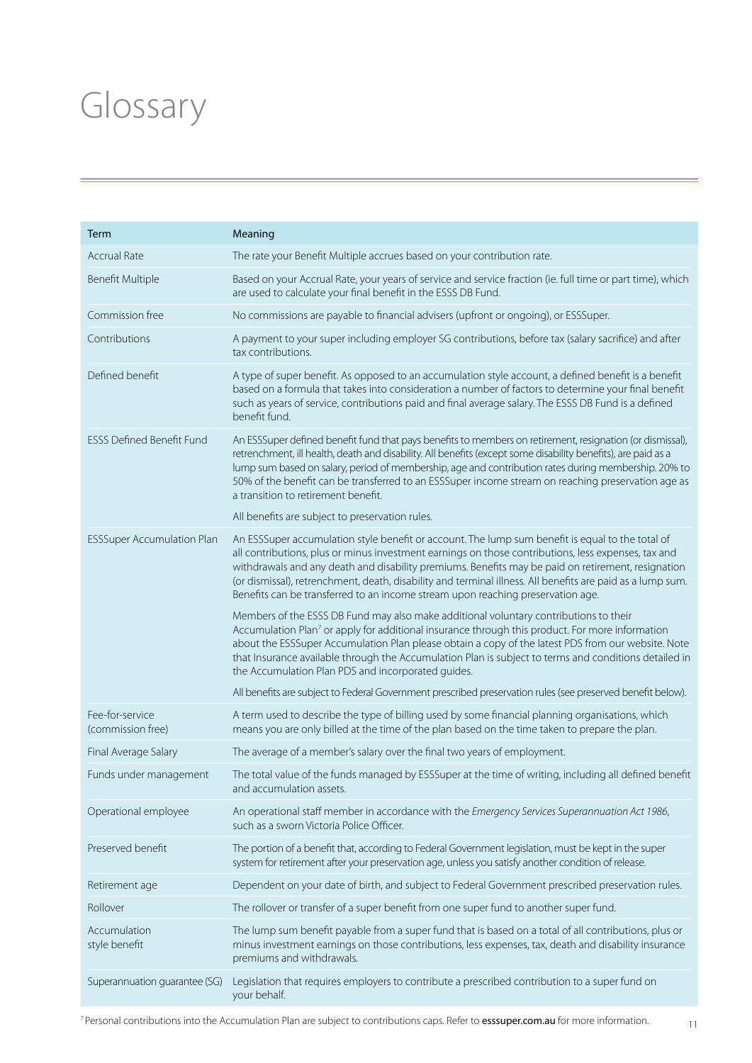# Glossary

| Term | Meaning |
| --- | --- |
| Accrual Rate | The rate your Benefit Multiple accrues based on your contribution rate. |
| Benefit Multiple | Based on your Accrual Rate, your years of service and service fraction (ie. full time or part time), which are used to calculate your final benefit in the ESSS DB Fund. |
| Commission free | No commissions are payable to financial advisers (upfront or ongoing), or ESSSuper. |
| Contributions | A payment to your super including employer SG contributions, before tax (salary sacrifice) and after tax contributions. |
| Defined benefit | A type of super benefit. As opposed to an accumulation style account, a defined benefit is a benefit based on a formula that takes into consideration a number of factors to determine your final benefit such as years of service, contributions paid and final average salary. The ESSS DB Fund is a defined benefit fund. |
| ESSS Defined Benefit Fund | An ESSSuper defined benefit fund that pays benefits to members on retirement, resignation (or dismissal), retrenchment, ill health, death and disability. All benefits (except some disability benefits), are paid as a lump sum based on salary, period of membership, age and contribution rates during membership. 20% to 50% of the benefit can be transferred to an ESSSuper income stream on reaching preservation age as a transition to retirement benefit.<br><br>All benefits are subject to preservation rules. |
| ESSSuper Accumulation Plan | An ESSSuper accumulation style benefit or account. The lump sum benefit is equal to the total of all contributions, plus or minus investment earnings on those contributions, less expenses, tax and withdrawals and any death and disability premiums. Benefits may be paid on retirement, resignation (or dismissal), retrenchment, death, disability and terminal illness. All benefits are paid as a lump sum. Benefits can be transferred to an income stream upon reaching preservation age.<br><br>Members of the ESSS DB Fund may also make additional voluntary contributions to their Accumulation Plan[7] or apply for additional insurance through this product. For more information about the ESSSuper Accumulation Plan please obtain a copy of the latest PDS from our website. Note that Insurance available through the Accumulation Plan is subject to terms and conditions detailed in the Accumulation Plan PDS and incorporated guides.<br><br>All benefits are subject to Federal Government prescribed preservation rules (see preserved benefit below). |
| Fee-for-service (commission free) | A term used to describe the type of billing used by some financial planning organisations, which means you are only billed at the time of the plan based on the time taken to prepare the plan. |
| Final Average Salary | The average of a member's salary over the final two years of employment. |
| Funds under management | The total value of the funds managed by ESSSuper at the time of writing, including all defined benefit and accumulation assets. |
| Operational employee | An operational staff member in accordance with the *Emergency Services Superannuation Act 1986*, such as a sworn Victoria Police Officer. |
| Preserved benefit | The portion of a benefit that, according to Federal Government legislation, must be kept in the super system for retirement after your preservation age, unless you satisfy another condition of release. |
| Retirement age | Dependent on your date of birth, and subject to Federal Government prescribed preservation rules. |
| Rollover | The rollover or transfer of a super benefit from one super fund to another super fund. |
| Accumulation style benefit | The lump sum benefit payable from a super fund that is based on a total of all contributions, plus or minus investment earnings on those contributions, less expenses, tax, death and disability insurance premiums and withdrawals. |
| Superannuation guarantee (SG) | Legislation that requires employers to contribute a prescribed contribution to a super fund on your behalf. |

[7] Personal contributions into the Accumulation Plan are subject to contributions caps. Refer to **esssuper.com.au** for more information.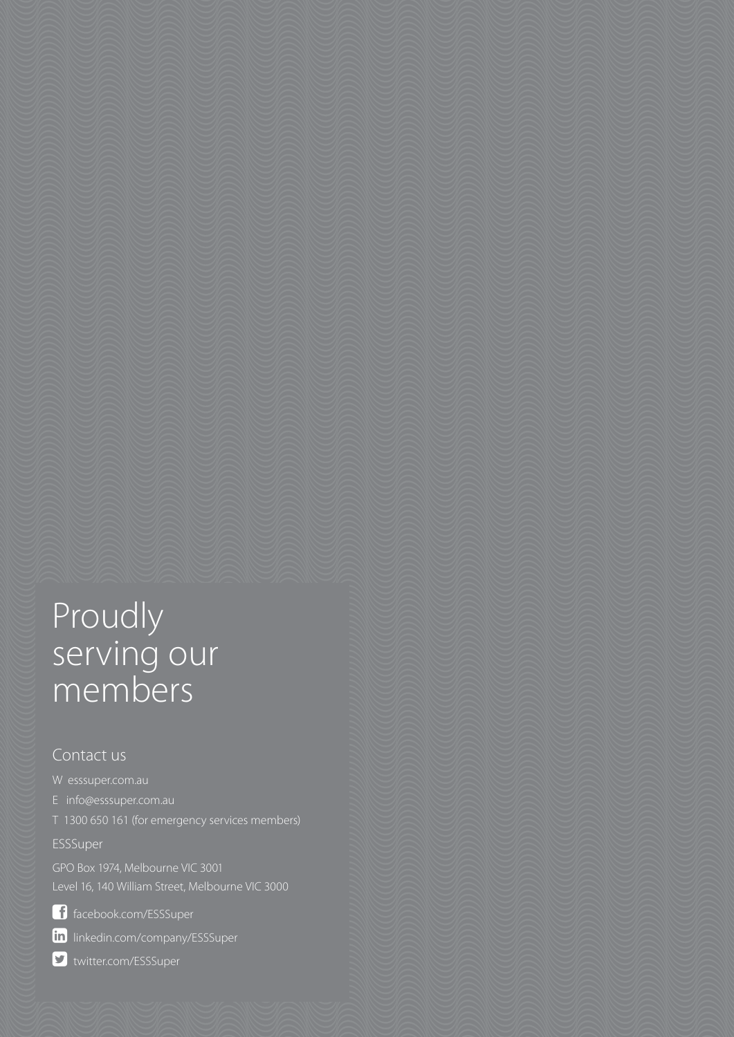# Proudly serving our members

## Contact us

W esssuper.com.au

E info@esssuper.com.au

T 1300 650 161 (for emergency services members)

ESSSuper

GPO Box 1974, Melbourne VIC 3001
Level 16, 140 William Street, Melbourne VIC 3000

facebook.com/ESSSuper

linkedin.com/company/ESSSuper

twitter.com/ESSSuper